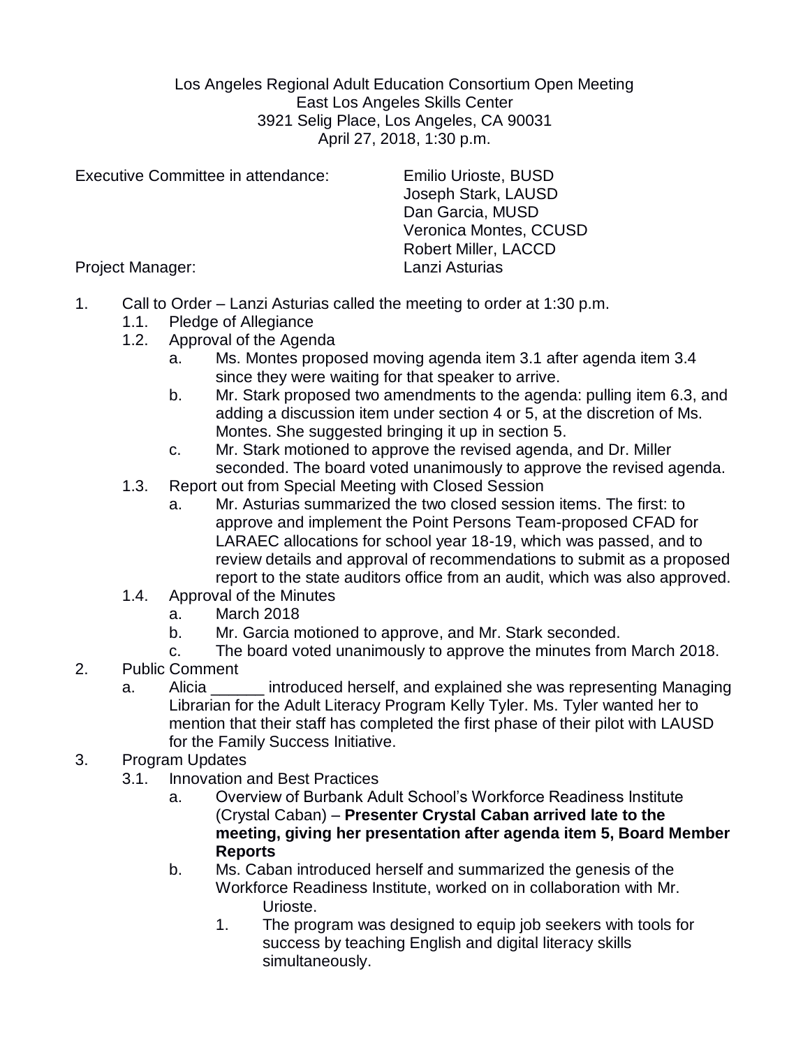Los Angeles Regional Adult Education Consortium Open Meeting
East Los Angeles Skills Center
3921 Selig Place, Los Angeles, CA 90031
April 27, 2018, 1:30 p.m.

Executive Committee in attendance:
- Emilio Urioste, BUSD
- Joseph Stark, LAUSD
- Dan Garcia, MUSD
- Veronica Montes, CCUSD
- Robert Miller, LACCD

Project Manager: Lanzi Asturias

1. Call to Order – Lanzi Asturias called the meeting to order at 1:30 p.m.
   1.1. Pledge of Allegiance
   1.2. Approval of the Agenda
      a. Ms. Montes proposed moving agenda item 3.1 after agenda item 3.4 since they were waiting for that speaker to arrive.
      b. Mr. Stark proposed two amendments to the agenda: pulling item 6.3, and adding a discussion item under section 4 or 5, at the discretion of Ms. Montes. She suggested bringing it up in section 5.
      c. Mr. Stark motioned to approve the revised agenda, and Dr. Miller seconded. The board voted unanimously to approve the revised agenda.
   1.3. Report out from Special Meeting with Closed Session
      a. Mr. Asturias summarized the two closed session items. The first: to approve and implement the Point Persons Team-proposed CFAD for LARAEC allocations for school year 18-19, which was passed, and to review details and approval of recommendations to submit as a proposed report to the state auditors office from an audit, which was also approved.
   1.4. Approval of the Minutes
      a. March 2018
      b. Mr. Garcia motioned to approve, and Mr. Stark seconded.
      c. The board voted unanimously to approve the minutes from March 2018.
2. Public Comment
   a. Alicia ______ introduced herself, and explained she was representing Managing Librarian for the Adult Literacy Program Kelly Tyler. Ms. Tyler wanted her to mention that their staff has completed the first phase of their pilot with LAUSD for the Family Success Initiative.
3. Program Updates
   3.1. Innovation and Best Practices
      a. Overview of Burbank Adult School's Workforce Readiness Institute (Crystal Caban) – **Presenter Crystal Caban arrived late to the meeting, giving her presentation after agenda item 5, Board Member Reports**
      b. Ms. Caban introduced herself and summarized the genesis of the Workforce Readiness Institute, worked on in collaboration with Mr. Urioste.
         1. The program was designed to equip job seekers with tools for success by teaching English and digital literacy skills simultaneously.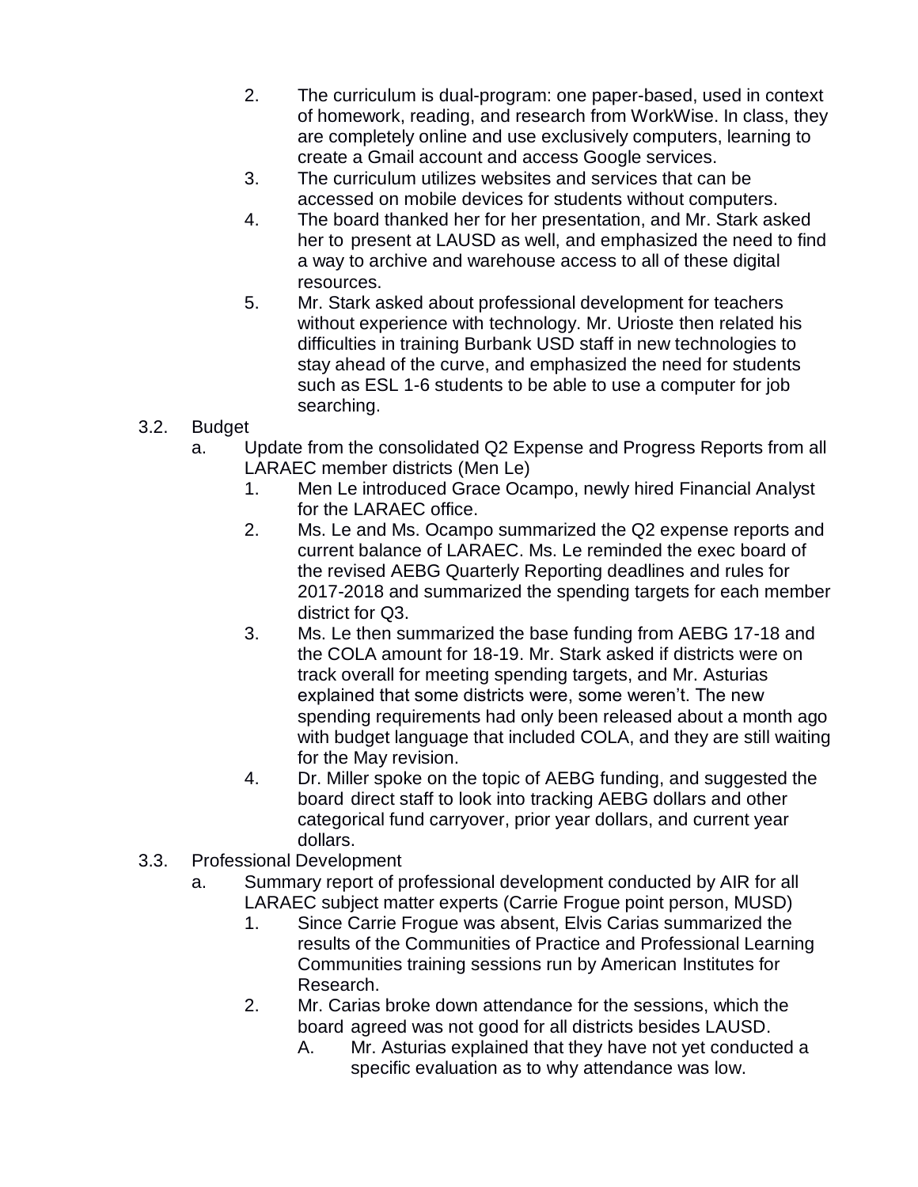2. The curriculum is dual-program: one paper-based, used in context of homework, reading, and research from WorkWise. In class, they are completely online and use exclusively computers, learning to create a Gmail account and access Google services.
3. The curriculum utilizes websites and services that can be accessed on mobile devices for students without computers.
4. The board thanked her for her presentation, and Mr. Stark asked her to present at LAUSD as well, and emphasized the need to find a way to archive and warehouse access to all of these digital resources.
5. Mr. Stark asked about professional development for teachers without experience with technology. Mr. Urioste then related his difficulties in training Burbank USD staff in new technologies to stay ahead of the curve, and emphasized the need for students such as ESL 1-6 students to be able to use a computer for job searching.

3.2. Budget

a. Update from the consolidated Q2 Expense and Progress Reports from all LARAEC member districts (Men Le)

1. Men Le introduced Grace Ocampo, newly hired Financial Analyst for the LARAEC office.
2. Ms. Le and Ms. Ocampo summarized the Q2 expense reports and current balance of LARAEC. Ms. Le reminded the exec board of the revised AEBG Quarterly Reporting deadlines and rules for 2017-2018 and summarized the spending targets for each member district for Q3.
3. Ms. Le then summarized the base funding from AEBG 17-18 and the COLA amount for 18-19. Mr. Stark asked if districts were on track overall for meeting spending targets, and Mr. Asturias explained that some districts were, some weren't. The new spending requirements had only been released about a month ago with budget language that included COLA, and they are still waiting for the May revision.
4. Dr. Miller spoke on the topic of AEBG funding, and suggested the board direct staff to look into tracking AEBG dollars and other categorical fund carryover, prior year dollars, and current year dollars.

3.3. Professional Development

a. Summary report of professional development conducted by AIR for all LARAEC subject matter experts (Carrie Frogue point person, MUSD)

1. Since Carrie Frogue was absent, Elvis Carias summarized the results of the Communities of Practice and Professional Learning Communities training sessions run by American Institutes for Research.
2. Mr. Carias broke down attendance for the sessions, which the board agreed was not good for all districts besides LAUSD.
   A. Mr. Asturias explained that they have not yet conducted a specific evaluation as to why attendance was low.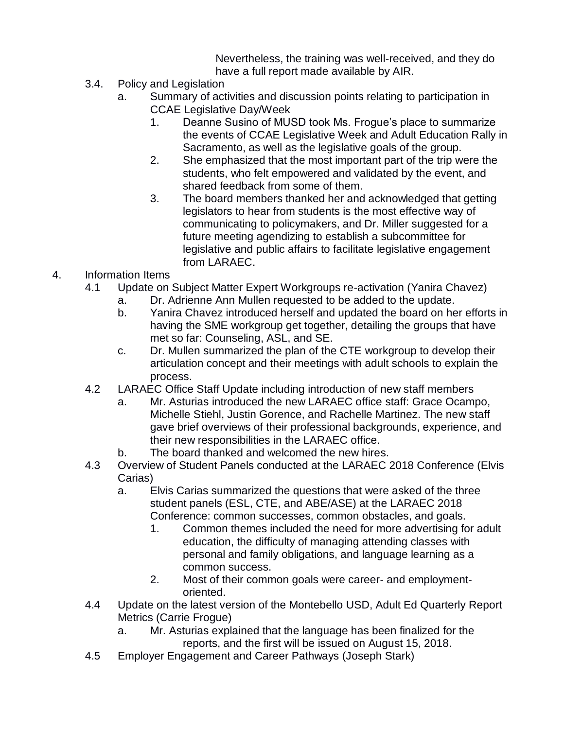Nevertheless, the training was well-received, and they do have a full report made available by AIR.

- 3.4. Policy and Legislation
    - a. Summary of activities and discussion points relating to participation in CCAE Legislative Day/Week
        1. Deanne Susino of MUSD took Ms. Frogue's place to summarize the events of CCAE Legislative Week and Adult Education Rally in Sacramento, as well as the legislative goals of the group.
        2. She emphasized that the most important part of the trip were the students, who felt empowered and validated by the event, and shared feedback from some of them.
        3. The board members thanked her and acknowledged that getting legislators to hear from students is the most effective way of communicating to policymakers, and Dr. Miller suggested for a future meeting agendizing to establish a subcommittee for legislative and public affairs to facilitate legislative engagement from LARAEC.

4. Information Items
    - 4.1 Update on Subject Matter Expert Workgroups re-activation (Yanira Chavez)
        - a. Dr. Adrienne Ann Mullen requested to be added to the update.
        - b. Yanira Chavez introduced herself and updated the board on her efforts in having the SME workgroup get together, detailing the groups that have met so far: Counseling, ASL, and SE.
        - c. Dr. Mullen summarized the plan of the CTE workgroup to develop their articulation concept and their meetings with adult schools to explain the process.
    - 4.2 LARAEC Office Staff Update including introduction of new staff members
        - a. Mr. Asturias introduced the new LARAEC office staff: Grace Ocampo, Michelle Stiehl, Justin Gorence, and Rachelle Martinez. The new staff gave brief overviews of their professional backgrounds, experience, and their new responsibilities in the LARAEC office.
        - b. The board thanked and welcomed the new hires.
    - 4.3 Overview of Student Panels conducted at the LARAEC 2018 Conference (Elvis Carias)
        - a. Elvis Carias summarized the questions that were asked of the three student panels (ESL, CTE, and ABE/ASE) at the LARAEC 2018 Conference: common successes, common obstacles, and goals.
            1. Common themes included the need for more advertising for adult education, the difficulty of managing attending classes with personal and family obligations, and language learning as a common success.
            2. Most of their common goals were career- and employment-oriented.
    - 4.4 Update on the latest version of the Montebello USD, Adult Ed Quarterly Report Metrics (Carrie Frogue)
        - a. Mr. Asturias explained that the language has been finalized for the reports, and the first will be issued on August 15, 2018.
    - 4.5 Employer Engagement and Career Pathways (Joseph Stark)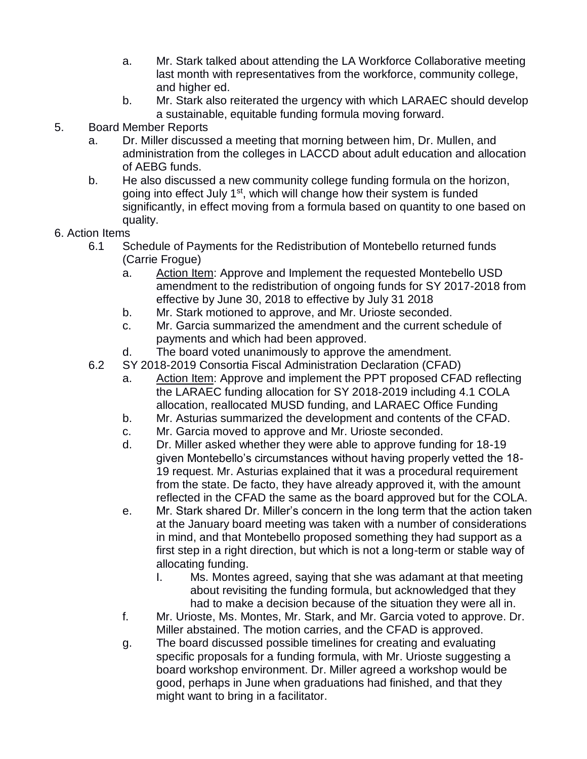a. Mr. Stark talked about attending the LA Workforce Collaborative meeting last month with representatives from the workforce, community college, and higher ed.

b. Mr. Stark also reiterated the urgency with which LARAEC should develop a sustainable, equitable funding formula moving forward.

5. Board Member Reports

   a. Dr. Miller discussed a meeting that morning between him, Dr. Mullen, and administration from the colleges in LACCD about adult education and allocation of AEBG funds.

   b. He also discussed a new community college funding formula on the horizon, going into effect July 1st, which will change how their system is funded significantly, in effect moving from a formula based on quantity to one based on quality.

6. Action Items

   6.1 Schedule of Payments for the Redistribution of Montebello returned funds (Carrie Frogue)

   a. Action Item: Approve and Implement the requested Montebello USD amendment to the redistribution of ongoing funds for SY 2017-2018 from effective by June 30, 2018 to effective by July 31 2018

   b. Mr. Stark motioned to approve, and Mr. Urioste seconded.

   c. Mr. Garcia summarized the amendment and the current schedule of payments and which had been approved.

   d. The board voted unanimously to approve the amendment.

   6.2 SY 2018-2019 Consortia Fiscal Administration Declaration (CFAD)

   a. Action Item: Approve and implement the PPT proposed CFAD reflecting the LARAEC funding allocation for SY 2018-2019 including 4.1 COLA allocation, reallocated MUSD funding, and LARAEC Office Funding

   b. Mr. Asturias summarized the development and contents of the CFAD.

   c. Mr. Garcia moved to approve and Mr. Urioste seconded.

   d. Dr. Miller asked whether they were able to approve funding for 18-19 given Montebello's circumstances without having properly vetted the 18-19 request. Mr. Asturias explained that it was a procedural requirement from the state. De facto, they have already approved it, with the amount reflected in the CFAD the same as the board approved but for the COLA.

   e. Mr. Stark shared Dr. Miller's concern in the long term that the action taken at the January board meeting was taken with a number of considerations in mind, and that Montebello proposed something they had support as a first step in a right direction, but which is not a long-term or stable way of allocating funding.

      I. Ms. Montes agreed, saying that she was adamant at that meeting about revisiting the funding formula, but acknowledged that they had to make a decision because of the situation they were all in.

   f. Mr. Urioste, Ms. Montes, Mr. Stark, and Mr. Garcia voted to approve. Dr. Miller abstained. The motion carries, and the CFAD is approved.

   g. The board discussed possible timelines for creating and evaluating specific proposals for a funding formula, with Mr. Urioste suggesting a board workshop environment. Dr. Miller agreed a workshop would be good, perhaps in June when graduations had finished, and that they might want to bring in a facilitator.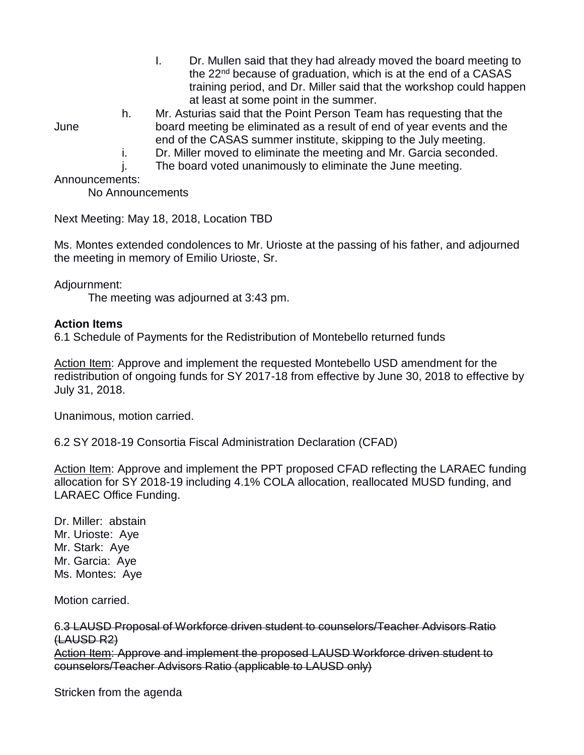l. Dr. Mullen said that they had already moved the board meeting to the 22nd because of graduation, which is at the end of a CASAS training period, and Dr. Miller said that the workshop could happen at least at some point in the summer.

June

h. Mr. Asturias said that the Point Person Team has requesting that the board meeting be eliminated as a result of end of year events and the end of the CASAS summer institute, skipping to the July meeting.

i. Dr. Miller moved to eliminate the meeting and Mr. Garcia seconded.

j. The board voted unanimously to eliminate the June meeting.

Announcements:

No Announcements

Next Meeting: May 18, 2018, Location TBD

Ms. Montes extended condolences to Mr. Urioste at the passing of his father, and adjourned the meeting in memory of Emilio Urioste, Sr.

Adjournment:

The meeting was adjourned at 3:43 pm.

**Action Items**

6.1 Schedule of Payments for the Redistribution of Montebello returned funds

Action Item: Approve and implement the requested Montebello USD amendment for the redistribution of ongoing funds for SY 2017-18 from effective by June 30, 2018 to effective by July 31, 2018.

Unanimous, motion carried.

6.2 SY 2018-19 Consortia Fiscal Administration Declaration (CFAD)

Action Item: Approve and implement the PPT proposed CFAD reflecting the LARAEC funding allocation for SY 2018-19 including 4.1% COLA allocation, reallocated MUSD funding, and LARAEC Office Funding.

Dr. Miller: abstain
Mr. Urioste: Aye
Mr. Stark: Aye
Mr. Garcia: Aye
Ms. Montes: Aye

Motion carried.

6.~~3 LAUSD Proposal of Workforce driven student to counselors/Teacher Advisors Ratio (LAUSD R2)~~

Action Item~~: Approve and implement the proposed LAUSD Workforce driven student to counselors/Teacher Advisors Ratio (applicable to LAUSD only)~~

Stricken from the agenda